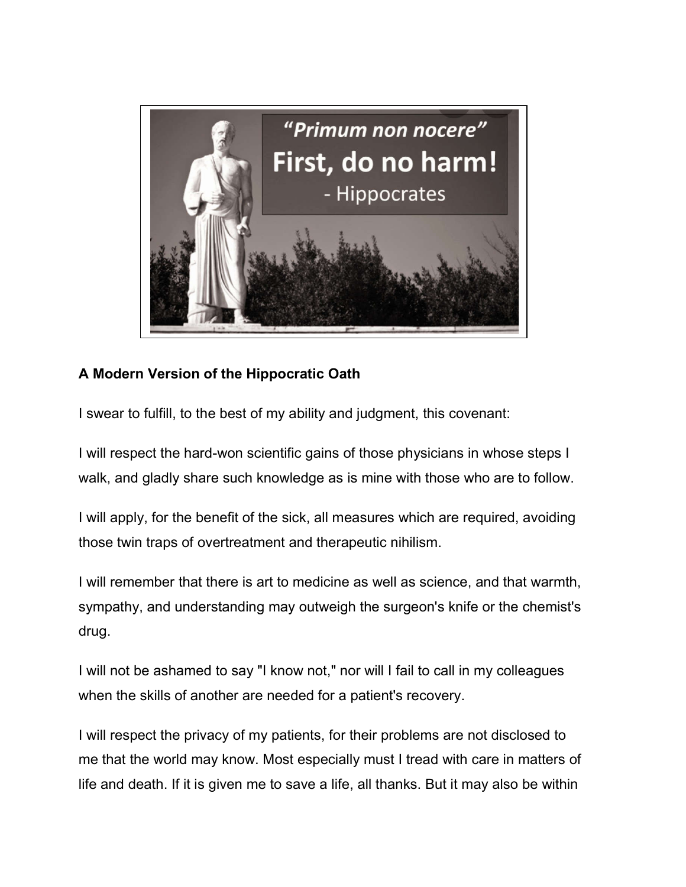**A Modern Version of the Hippocratic Oath**

I swear to fulfill, to the best of my ability and judgment, this covenant:

I will respect the hard-won scientific gains of those physicians in whose steps I walk, and gladly share such knowledge as is mine with those who are to follow.

I will apply, for the benefit of the sick, all measures which are required, avoiding those twin traps of overtreatment and therapeutic nihilism.

I will remember that there is art to medicine as well as science, and that warmth, sympathy, and understanding may outweigh the surgeon's knife or the chemist's drug.

I will not be ashamed to say "I know not," nor will I fail to call in my colleagues when the skills of another are needed for a patient's recovery.

I will respect the privacy of my patients, for their problems are not disclosed to me that the world may know. Most especially must I tread with care in matters of life and death. If it is given me to save a life, all thanks. But it may also be within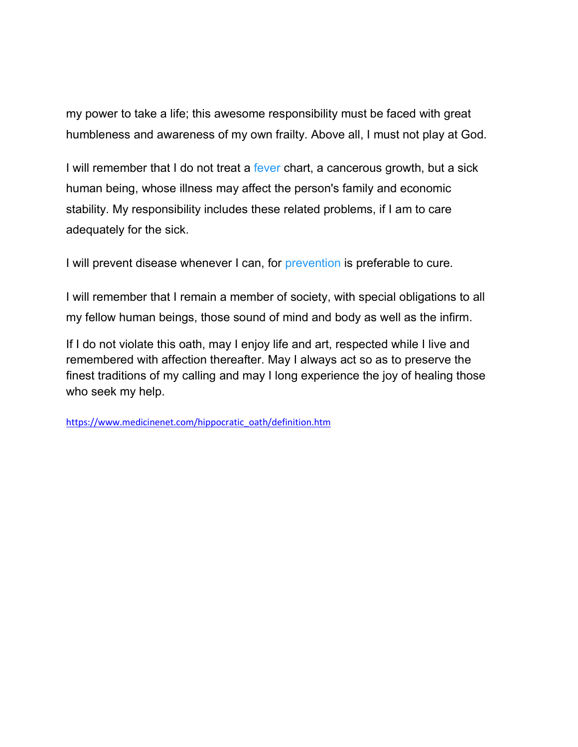my power to take a life; this awesome responsibility must be faced with great humbleness and awareness of my own frailty. Above all, I must not play at God.

I will remember that I do not treat a fever chart, a cancerous growth, but a sick human being, whose illness may affect the person's family and economic stability. My responsibility includes these related problems, if I am to care adequately for the sick.

I will prevent disease whenever I can, for prevention is preferable to cure.

I will remember that I remain a member of society, with special obligations to all my fellow human beings, those sound of mind and body as well as the infirm.

If I do not violate this oath, may I enjoy life and art, respected while I live and remembered with affection thereafter. May I always act so as to preserve the finest traditions of my calling and may I long experience the joy of healing those who seek my help.

https://www.medicinenet.com/hippocratic_oath/definition.htm